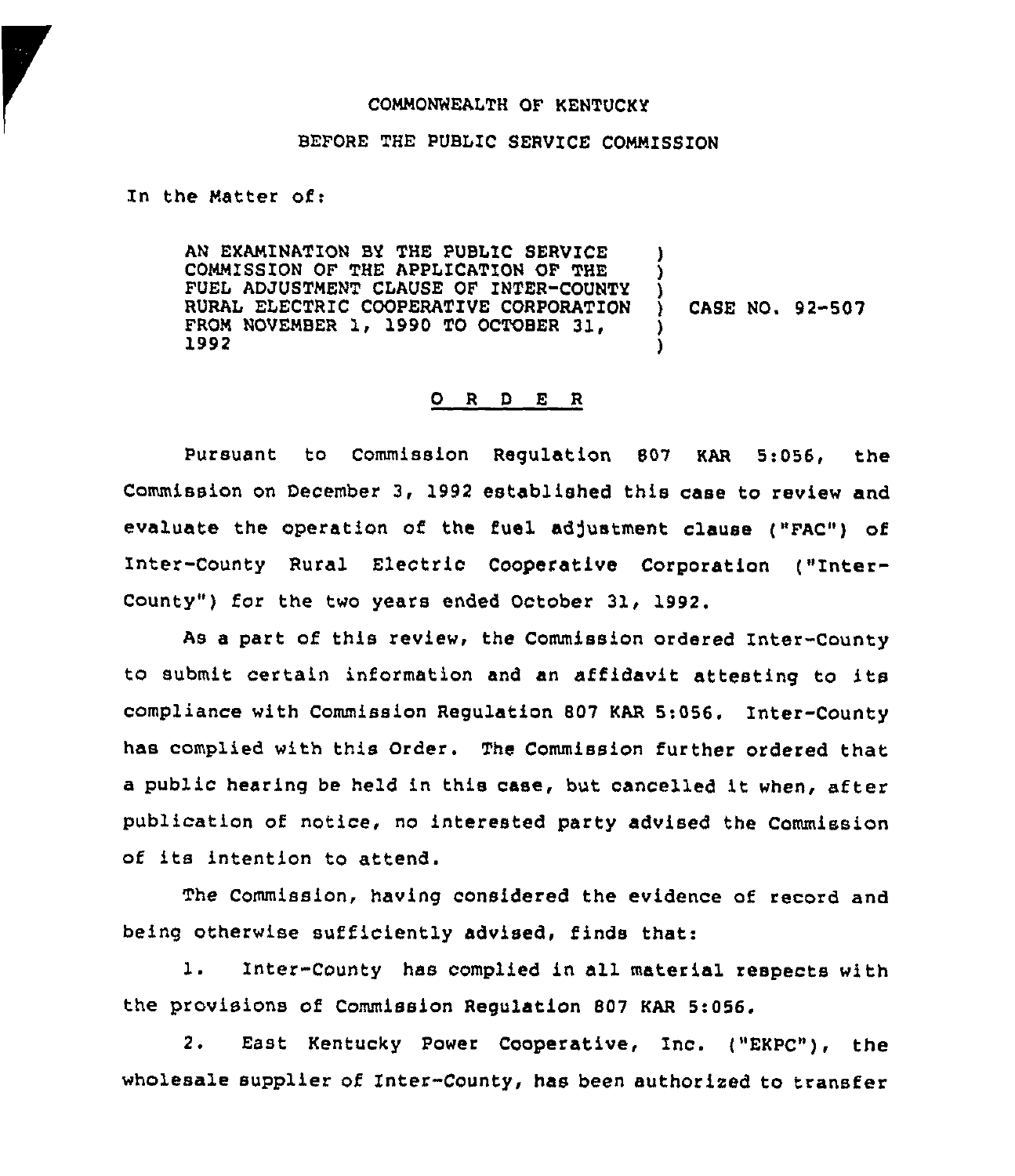COMMONWEALTH OF KENTUCKY

BEFORE THE PUBLIC SERVICE COMMISSION

In the Matter of:

AN EXAMINATION BY THE PUBLIC SERVICE COMMISSION OF THE APPLICATION OF THE FUEL ADJUSTMENT CLAUSE OF INTER-COUNTY RURAL ELECTRIC COOPERATIVE CORPORATION FROM NOVEMBER 1, 1990 TO OCTOBER 31, 1992 ) CASE NO. 92-507

## O R D E R

Pursuant to Commission Regulation 807 KAR 5:056, the Commission on December 3, 1992 established this case to review and evaluate the operation of the fuel adjustment clause ("FAC") of Inter-County Rural Electric Cooperative Corporation ("Inter-County") for the two years ended October 31, 1992.

As a part of this review, the Commission ordered Inter-County to submit certain information and an affidavit attesting to its compliance with Commission Regulation 807 KAR 5:056. Inter-County has complied with this Order. The Commission further ordered that a public hearing be held in this case, but cancelled it when, after publication of notice, no interested party advised the Commission of its intention to attend.

The Commission, having considered the evidence of record and being otherwise sufficiently advised, finds that:

1. Inter-County has complied in all material respects with the provisions of Commission Regulation 807 KAR 5:056.

2. East Kentucky Power Cooperative, Inc. ("EKPC"), the wholesale supplier of Inter-County, has been authorized to transfer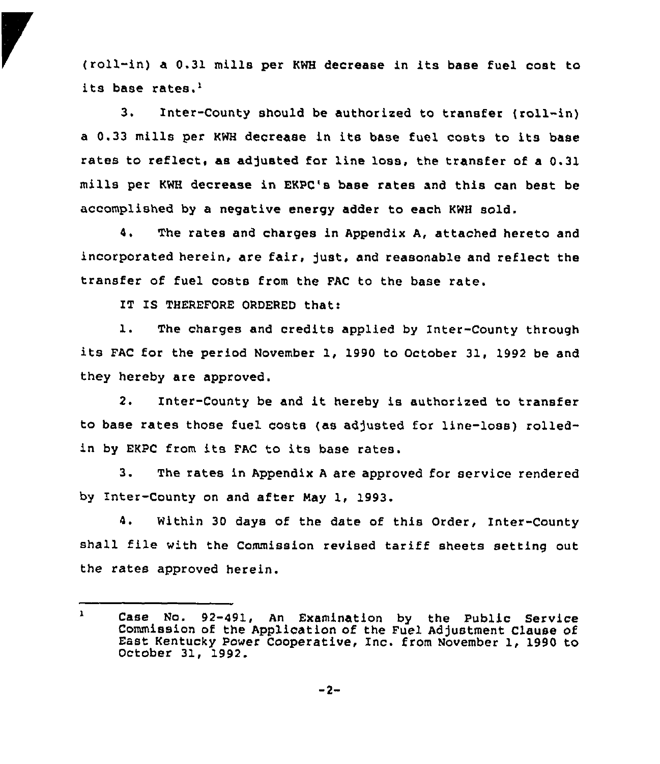(roll-in) a 0.31 mills per KWH decrease in its base fuel cost to its base rates.[1]

3. Inter-County should be authorized to transfer (roll-in) a 0.33 mills per KWH decrease in its base fuel costs to its base rates to reflect, as adjusted for line loss, the transfer of a 0.31 mills per KWH decrease in EKPC's base rates and this can best be accomplished by a negative energy adder to each KWH sold.

4. The rates and charges in Appendix A, attached hereto and incorporated herein, are fair, just, and reasonable and reflect the transfer of fuel costs from the FAC to the base rate.

IT IS THEREFORE ORDERED that:

1. The charges and credits applied by Inter-County through its FAC for the period November 1, 1990 to October 31, 1992 be and they hereby are approved.

2. Inter-County be and it hereby is authorized to transfer to base rates those fuel costs (as adjusted for line-loss) rolled-in by EKPC from its FAC to its base rates.

3. The rates in Appendix A are approved for service rendered by Inter-County on and after May 1, 1993.

4. Within 30 days of the date of this Order, Inter-County shall file with the Commission revised tariff sheets setting out the rates approved herein.

---

[1] Case No. 92-491, An Examination by the Public Service Commission of the Application of the Fuel Adjustment Clause of East Kentucky Power Cooperative, Inc. from November 1, 1990 to October 31, 1992.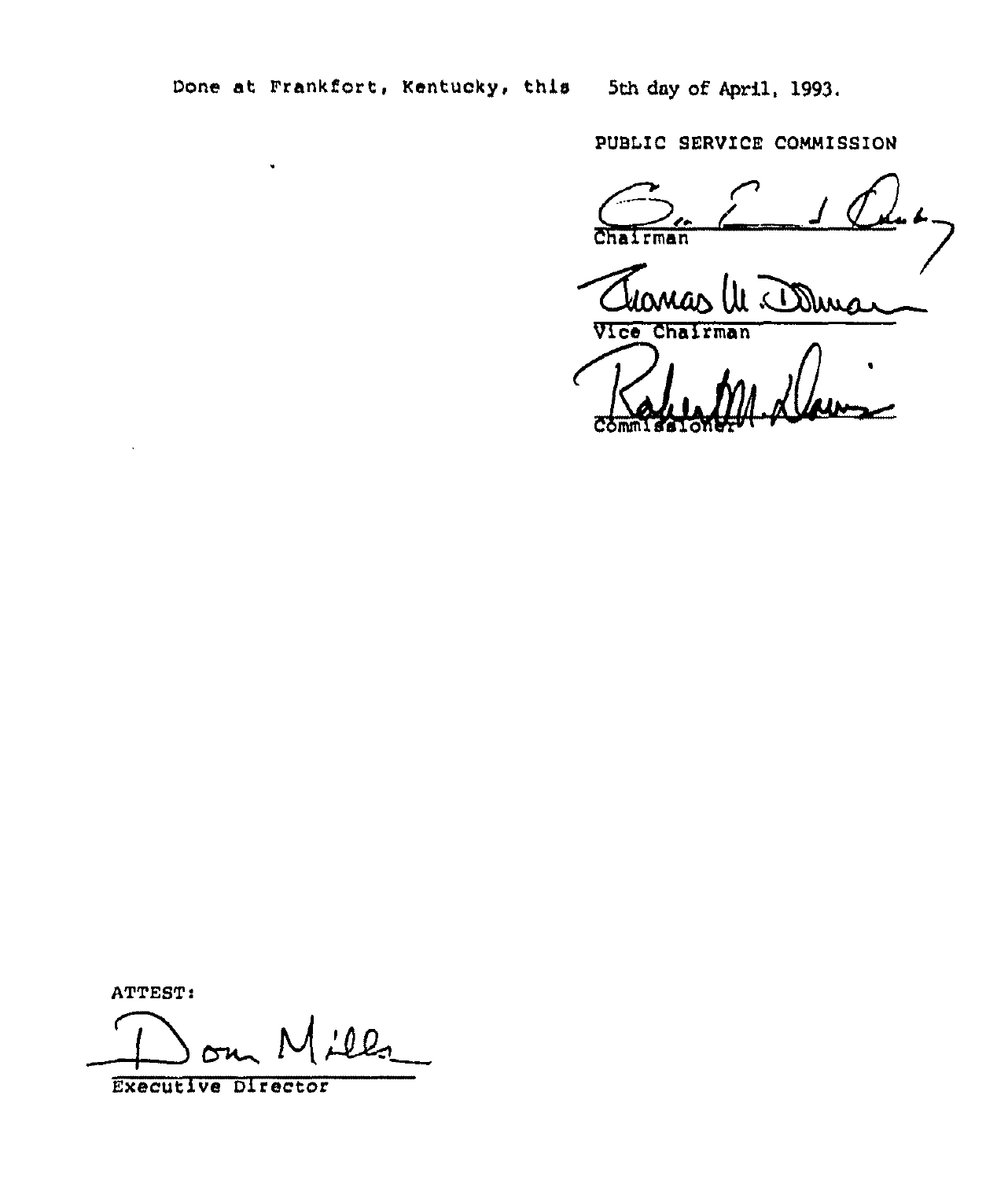Done at Frankfort, Kentucky, this 5th day of April, 1993.

PUBLIC SERVICE COMMISSION

Chairman

Vice Chairman

Commissioner

ATTEST:

Executive Director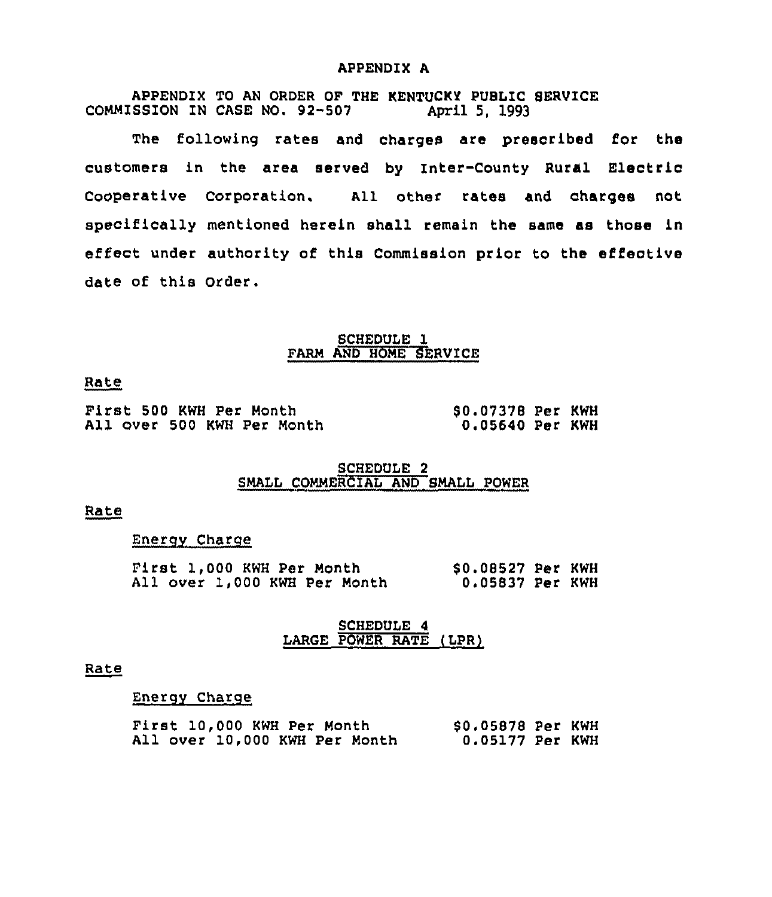# APPENDIX A

APPENDIX TO AN ORDER OF THE KENTUCKY PUBLIC SERVICE COMMISSION IN CASE NO. 92-507 April 5, 1993

The following rates and charges are prescribed for the customers in the area served by Inter-County Rural Electric Cooperative Corporation. All other rates and charges not specifically mentioned herein shall remain the same as those in effect under authority of this Commission prior to the effective date of this Order.

## SCHEDULE 1
## FARM AND HOME SERVICE

Rate

| | |
|---|---|
| First 500 KWH Per Month | $0.07378 Per KWH |
| All over 500 KWH Per Month | 0.05640 Per KWH |

## SCHEDULE 2
## SMALL COMMERCIAL AND SMALL POWER

Rate

Energy Charge

| | |
|---|---|
| First 1,000 KWH Per Month | $0.08527 Per KWH |
| All over 1,000 KWH Per Month | 0.05837 Per KWH |

## SCHEDULE 4
## LARGE POWER RATE (LPR)

Rate

Energy Charge

| | |
|---|---|
| First 10,000 KWH Per Month | $0.05878 Per KWH |
| All over 10,000 KWH Per Month | 0.05177 Per KWH |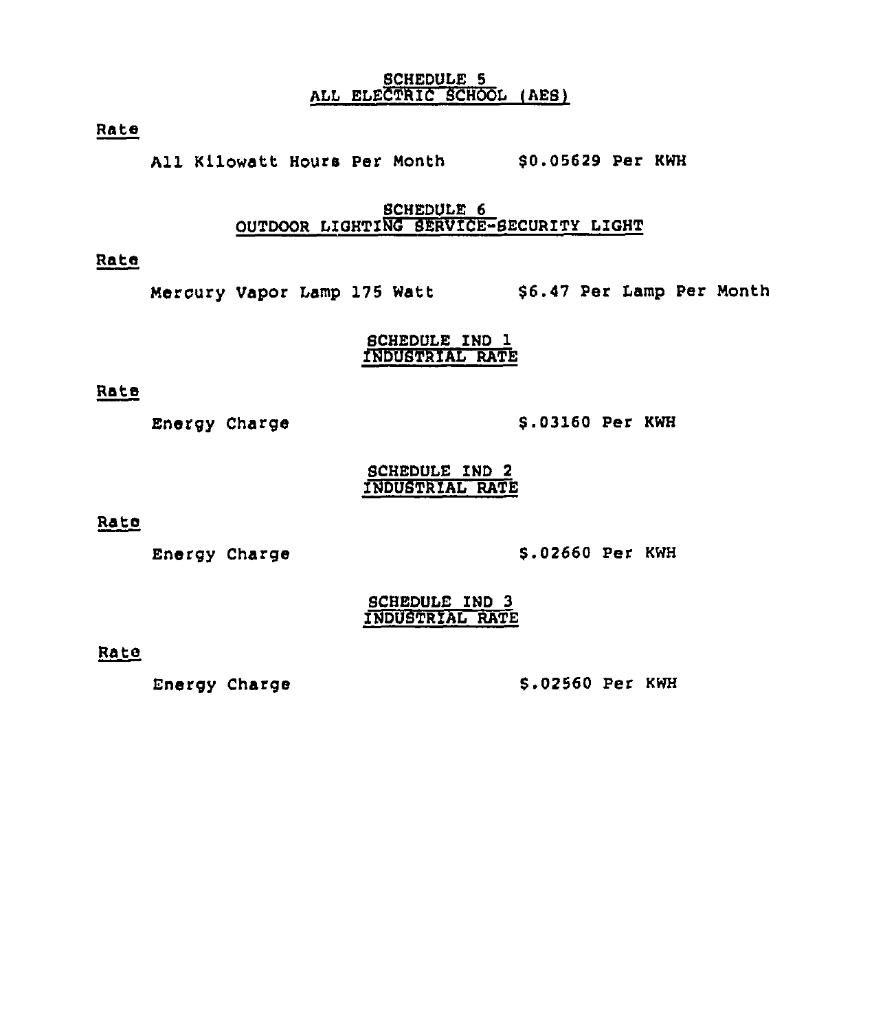## SCHEDULE 5
## ALL ELECTRIC SCHOOL (AES)

Rate

All Kilowatt Hours Per Month $0.05629 Per KWH

## SCHEDULE 6
## OUTDOOR LIGHTING SERVICE-SECURITY LIGHT

Rate

Mercury Vapor Lamp 175 Watt $6.47 Per Lamp Per Month

## SCHEDULE IND 1
## INDUSTRIAL RATE

Rate

Energy Charge $.03160 Per KWH

## SCHEDULE IND 2
## INDUSTRIAL RATE

Rate

Energy Charge $.02660 Per KWH

## SCHEDULE IND 3
## INDUSTRIAL RATE

Rate

Energy Charge $.02560 Per KWH